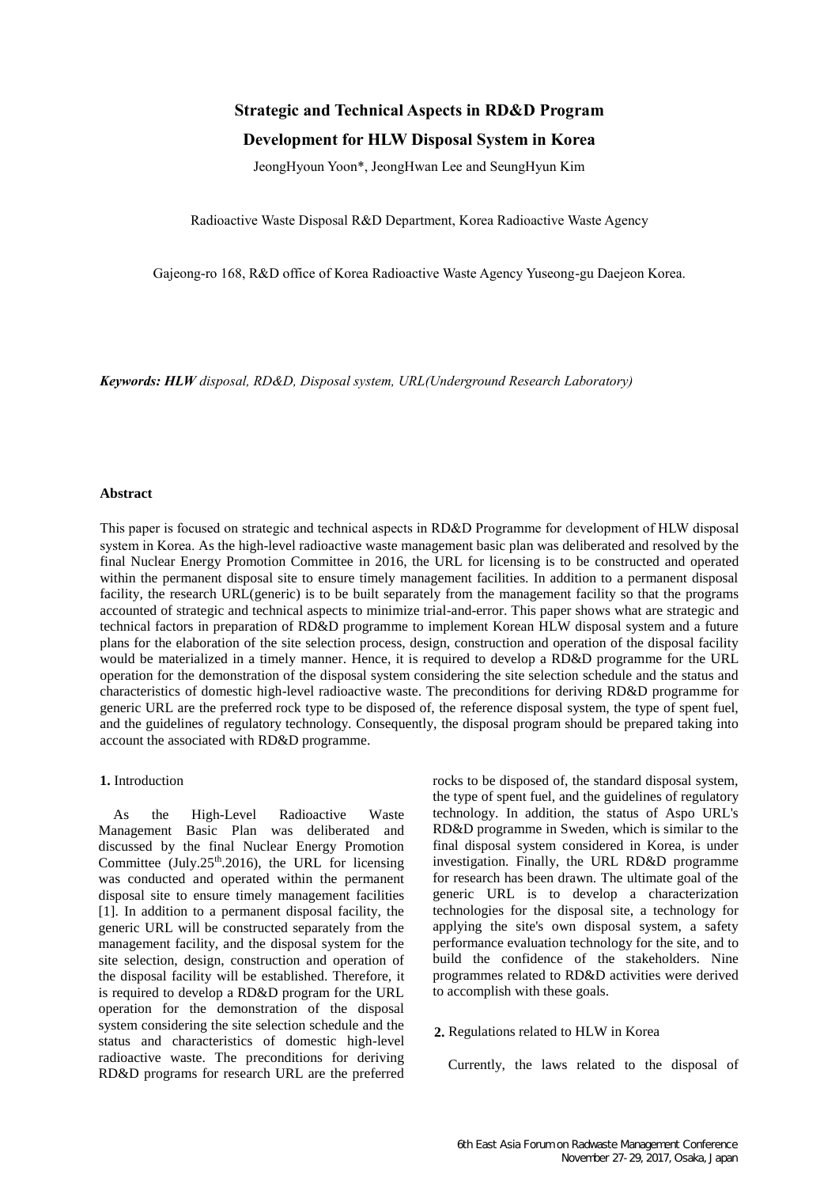# Strategic and Technical Aspects in RD&D Program Development for HLW Disposal System in Korea

JeongHyoun Yoon*, JeongHwan Lee and SeungHyun Kim

Radioactive Waste Disposal R&D Department, Korea Radioactive Waste Agency

Gajeong-ro 168, R&D office of Korea Radioactive Waste Agency Yuseong-gu Daejeon Korea.

***Keywords: HLW** disposal, RD&D, Disposal system, URL(Underground Research Laboratory)*

## Abstract

This paper is focused on strategic and technical aspects in RD&D Programme for development of HLW disposal system in Korea. As the high-level radioactive waste management basic plan was deliberated and resolved by the final Nuclear Energy Promotion Committee in 2016, the URL for licensing is to be constructed and operated within the permanent disposal site to ensure timely management facilities. In addition to a permanent disposal facility, the research URL(generic) is to be built separately from the management facility so that the programs accounted of strategic and technical aspects to minimize trial-and-error. This paper shows what are strategic and technical factors in preparation of RD&D programme to implement Korean HLW disposal system and a future plans for the elaboration of the site selection process, design, construction and operation of the disposal facility would be materialized in a timely manner. Hence, it is required to develop a RD&D programme for the URL operation for the demonstration of the disposal system considering the site selection schedule and the status and characteristics of domestic high-level radioactive waste. The preconditions for deriving RD&D programme for generic URL are the preferred rock type to be disposed of, the reference disposal system, the type of spent fuel, and the guidelines of regulatory technology. Consequently, the disposal program should be prepared taking into account the associated with RD&D programme.

## 1. Introduction

As the High-Level Radioactive Waste Management Basic Plan was deliberated and discussed by the final Nuclear Energy Promotion Committee (July.25th.2016), the URL for licensing was conducted and operated within the permanent disposal site to ensure timely management facilities [1]. In addition to a permanent disposal facility, the generic URL will be constructed separately from the management facility, and the disposal system for the site selection, design, construction and operation of the disposal facility will be established. Therefore, it is required to develop a RD&D program for the URL operation for the demonstration of the disposal system considering the site selection schedule and the status and characteristics of domestic high-level radioactive waste. The preconditions for deriving RD&D programs for research URL are the preferred rocks to be disposed of, the standard disposal system, the type of spent fuel, and the guidelines of regulatory technology. In addition, the status of Aspo URL's RD&D programme in Sweden, which is similar to the final disposal system considered in Korea, is under investigation. Finally, the URL RD&D programme for research has been drawn. The ultimate goal of the generic URL is to develop a characterization technologies for the disposal site, a technology for applying the site's own disposal system, a safety performance evaluation technology for the site, and to build the confidence of the stakeholders. Nine programmes related to RD&D activities were derived to accomplish with these goals.

## 2. Regulations related to HLW in Korea

Currently, the laws related to the disposal of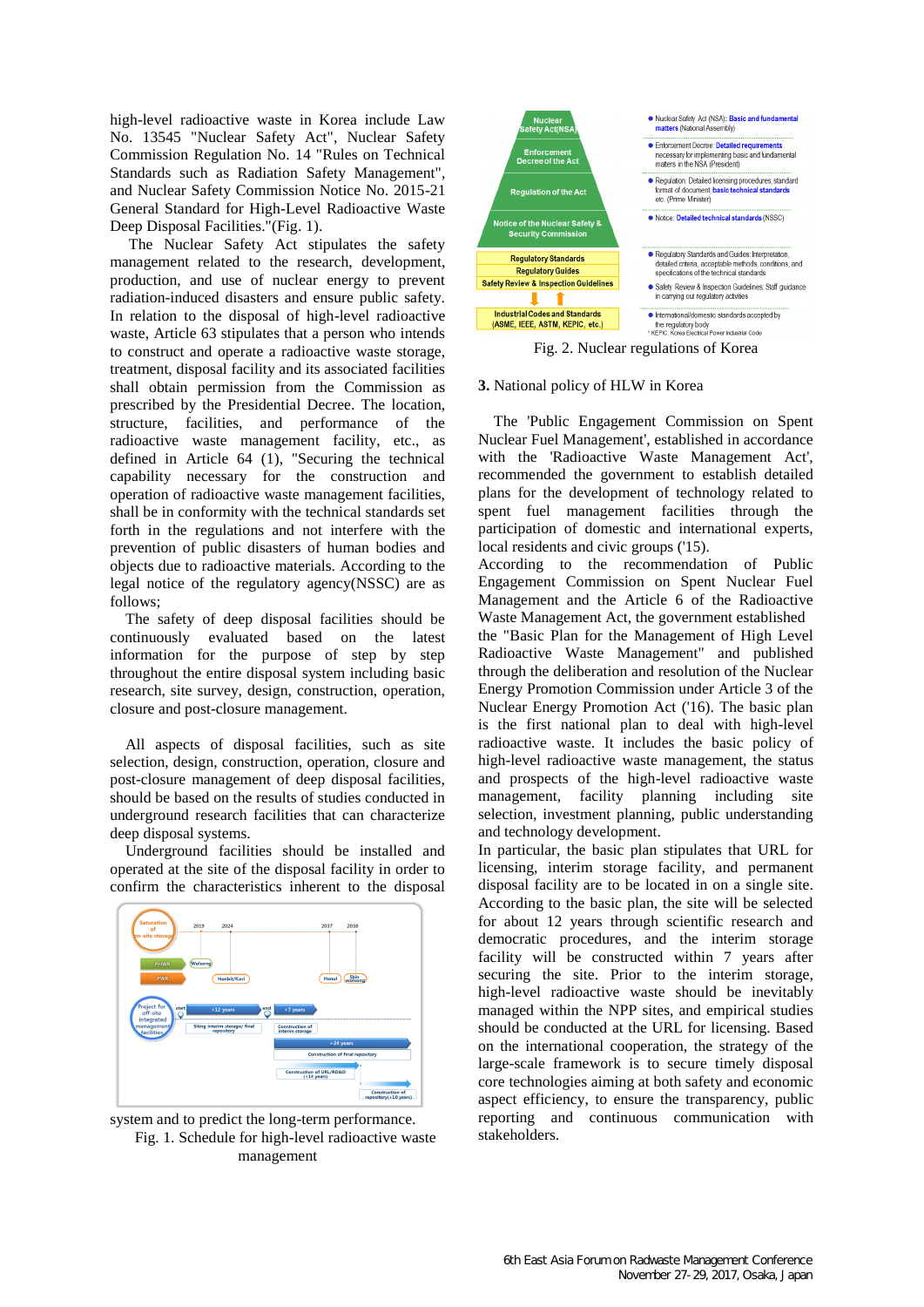high-level radioactive waste in Korea include Law No. 13545 "Nuclear Safety Act", Nuclear Safety Commission Regulation No. 14 "Rules on Technical Standards such as Radiation Safety Management", and Nuclear Safety Commission Notice No. 2015-21 General Standard for High-Level Radioactive Waste Deep Disposal Facilities."(Fig. 1).

The Nuclear Safety Act stipulates the safety management related to the research, development, production, and use of nuclear energy to prevent radiation-induced disasters and ensure public safety. In relation to the disposal of high-level radioactive waste, Article 63 stipulates that a person who intends to construct and operate a radioactive waste storage, treatment, disposal facility and its associated facilities shall obtain permission from the Commission as prescribed by the Presidential Decree. The location, structure, facilities, and performance of the radioactive waste management facility, etc., as defined in Article 64 (1), "Securing the technical capability necessary for the construction and operation of radioactive waste management facilities, shall be in conformity with the technical standards set forth in the regulations and not interfere with the prevention of public disasters of human bodies and objects due to radioactive materials. According to the legal notice of the regulatory agency(NSSC) are as follows;

The safety of deep disposal facilities should be continuously evaluated based on the latest information for the purpose of step by step throughout the entire disposal system including basic research, site survey, design, construction, operation, closure and post-closure management.

All aspects of disposal facilities, such as site selection, design, construction, operation, closure and post-closure management of deep disposal facilities, should be based on the results of studies conducted in underground research facilities that can characterize deep disposal systems.

Underground facilities should be installed and operated at the site of the disposal facility in order to confirm the characteristics inherent to the disposal system and to predict the long-term performance.

Fig. 1. Schedule for high-level radioactive waste management

Fig. 2. Nuclear regulations of Korea

**3.** National policy of HLW in Korea

The 'Public Engagement Commission on Spent Nuclear Fuel Management', established in accordance with the 'Radioactive Waste Management Act', recommended the government to establish detailed plans for the development of technology related to spent fuel management facilities through the participation of domestic and international experts, local residents and civic groups ('15).

According to the recommendation of Public Engagement Commission on Spent Nuclear Fuel Management and the Article 6 of the Radioactive Waste Management Act, the government established the "Basic Plan for the Management of High Level Radioactive Waste Management" and published through the deliberation and resolution of the Nuclear Energy Promotion Commission under Article 3 of the Nuclear Energy Promotion Act ('16). The basic plan is the first national plan to deal with high-level radioactive waste. It includes the basic policy of high-level radioactive waste management, the status and prospects of the high-level radioactive waste management, facility planning including site selection, investment planning, public understanding and technology development.

In particular, the basic plan stipulates that URL for licensing, interim storage facility, and permanent disposal facility are to be located in on a single site. According to the basic plan, the site will be selected for about 12 years through scientific research and democratic procedures, and the interim storage facility will be constructed within 7 years after securing the site. Prior to the interim storage, high-level radioactive waste should be inevitably managed within the NPP sites, and empirical studies should be conducted at the URL for licensing. Based on the international cooperation, the strategy of the large-scale framework is to secure timely disposal core technologies aiming at both safety and economic aspect efficiency, to ensure the transparency, public reporting and continuous communication with stakeholders.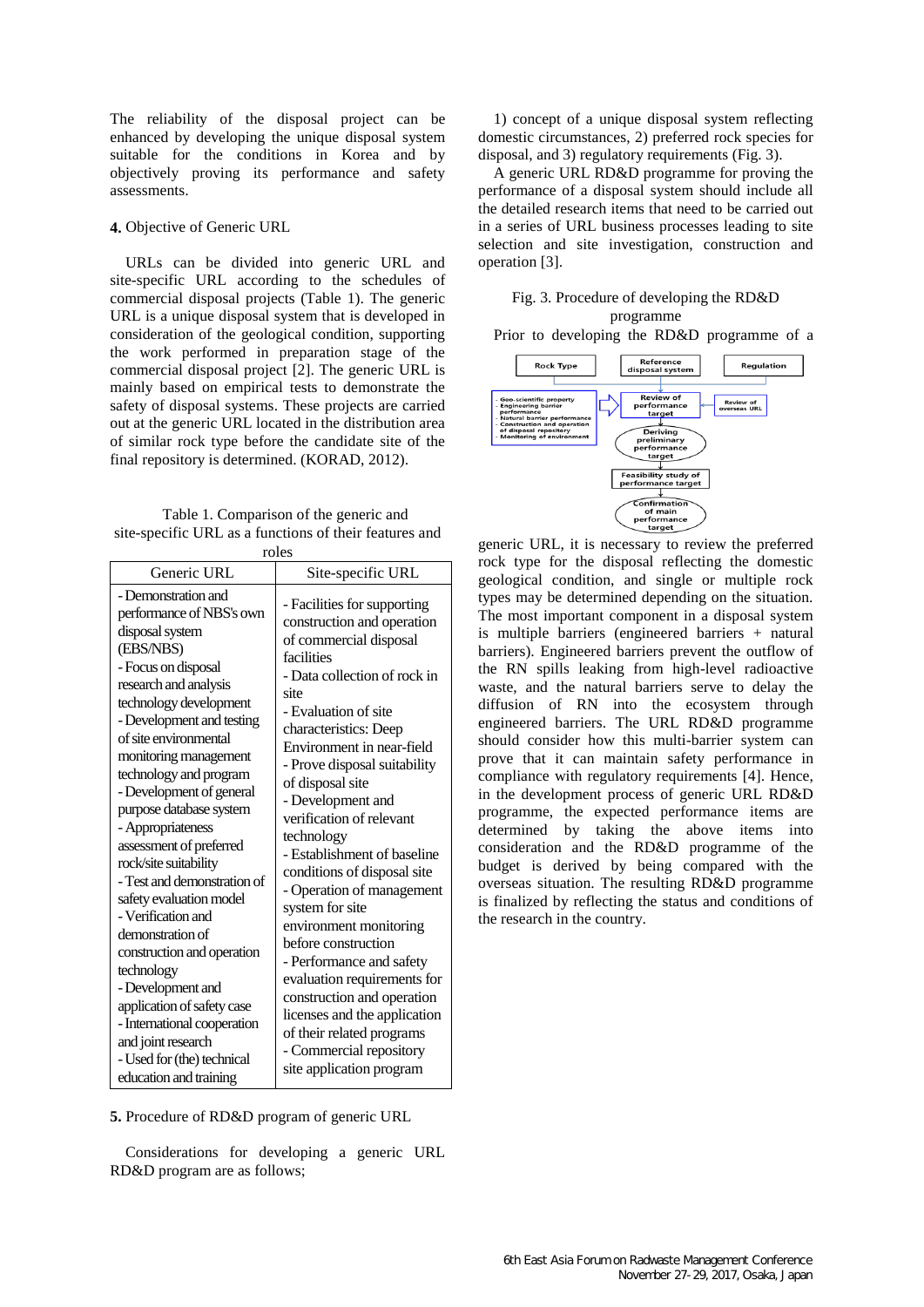The reliability of the disposal project can be enhanced by developing the unique disposal system suitable for the conditions in Korea and by objectively proving its performance and safety assessments.

## 4. Objective of Generic URL

URLs can be divided into generic URL and site-specific URL according to the schedules of commercial disposal projects (Table 1). The generic URL is a unique disposal system that is developed in consideration of the geological condition, supporting the work performed in preparation stage of the commercial disposal project [2]. The generic URL is mainly based on empirical tests to demonstrate the safety of disposal systems. These projects are carried out at the generic URL located in the distribution area of similar rock type before the candidate site of the final repository is determined. (KORAD, 2012).

Table 1. Comparison of the generic and site-specific URL as a functions of their features and roles

| Generic URL | Site-specific URL |
|---|---|
| - Demonstration and performance of NBS's own disposal system (EBS/NBS)<br>- Focus on disposal research and analysis technology development<br>- Development and testing of site environmental monitoring management technology and program<br>- Development of general purpose database system<br>- Appropriateness assessment of preferred rock/site suitability<br>- Test and demonstration of safety evaluation model<br>- Verification and demonstration of construction and operation technology<br>- Development and application of safety case<br>- International cooperation and joint research<br>- Used for (the) technical education and training | - Facilities for supporting construction and operation of commercial disposal facilities<br>- Data collection of rock in site<br>- Evaluation of site characteristics: Deep Environment in near-field<br>- Prove disposal suitability of disposal site<br>- Development and verification of relevant technology<br>- Establishment of baseline conditions of disposal site<br>- Operation of management system for site environment monitoring before construction<br>- Performance and safety evaluation requirements for construction and operation licenses and the application of their related programs<br>- Commercial repository site application program |

## 5. Procedure of RD&D program of generic URL

Considerations for developing a generic URL RD&D program are as follows; 1) concept of a unique disposal system reflecting domestic circumstances, 2) preferred rock species for disposal, and 3) regulatory requirements (Fig. 3).

A generic URL RD&D programme for proving the performance of a disposal system should include all the detailed research items that need to be carried out in a series of URL business processes leading to site selection and site investigation, construction and operation [3].

Fig. 3. Procedure of developing the RD&D programme

Prior to developing the RD&D programme of a generic URL, it is necessary to review the preferred rock type for the disposal reflecting the domestic geological condition, and single or multiple rock types may be determined depending on the situation. The most important component in a disposal system is multiple barriers (engineered barriers + natural barriers). Engineered barriers prevent the outflow of the RN spills leaking from high-level radioactive waste, and the natural barriers serve to delay the diffusion of RN into the ecosystem through engineered barriers. The URL RD&D programme should consider how this multi-barrier system can prove that it can maintain safety performance in compliance with regulatory requirements [4]. Hence, in the development process of generic URL RD&D programme, the expected performance items are determined by taking the above items into consideration and the RD&D programme of the budget is derived by being compared with the overseas situation. The resulting RD&D programme is finalized by reflecting the status and conditions of the research in the country.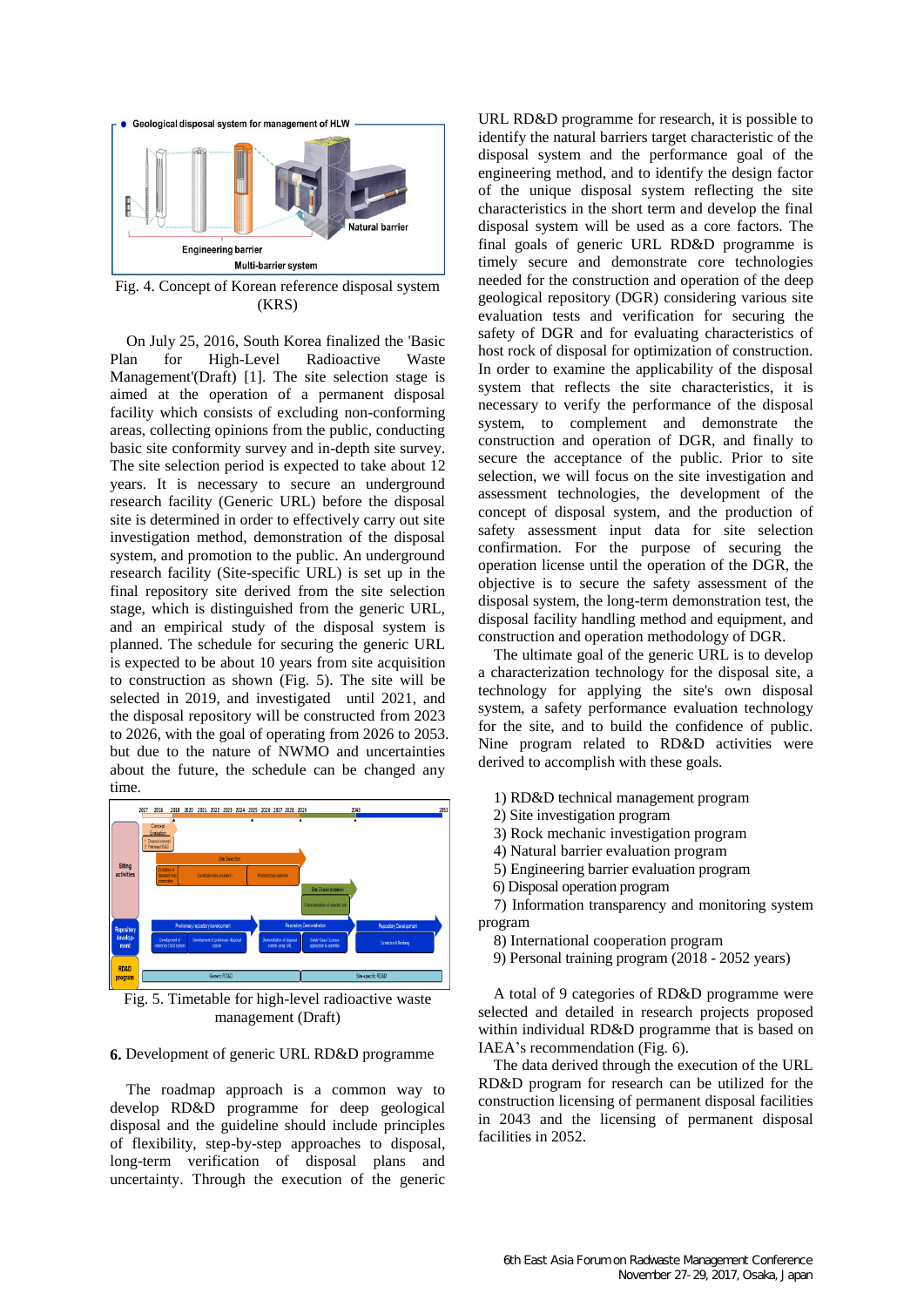Fig. 4. Concept of Korean reference disposal system (KRS)

On July 25, 2016, South Korea finalized the 'Basic Plan for High-Level Radioactive Waste Management'(Draft) [1]. The site selection stage is aimed at the operation of a permanent disposal facility which consists of excluding non-conforming areas, collecting opinions from the public, conducting basic site conformity survey and in-depth site survey. The site selection period is expected to take about 12 years. It is necessary to secure an underground research facility (Generic URL) before the disposal site is determined in order to effectively carry out site investigation method, demonstration of the disposal system, and promotion to the public. An underground research facility (Site-specific URL) is set up in the final repository site derived from the site selection stage, which is distinguished from the generic URL, and an empirical study of the disposal system is planned. The schedule for securing the generic URL is expected to be about 10 years from site acquisition to construction as shown (Fig. 5). The site will be selected in 2019, and investigated until 2021, and the disposal repository will be constructed from 2023 to 2026, with the goal of operating from 2026 to 2053. but due to the nature of NWMO and uncertainties about the future, the schedule can be changed any time.

Fig. 5. Timetable for high-level radioactive waste management (Draft)

## 6. Development of generic URL RD&D programme

The roadmap approach is a common way to develop RD&D programme for deep geological disposal and the guideline should include principles of flexibility, step-by-step approaches to disposal, long-term verification of disposal plans and uncertainty. Through the execution of the generic URL RD&D programme for research, it is possible to identify the natural barriers target characteristic of the disposal system and the performance goal of the engineering method, and to identify the design factor of the unique disposal system reflecting the site characteristics in the short term and develop the final disposal system will be used as a core factors. The final goals of generic URL RD&D programme is timely secure and demonstrate core technologies needed for the construction and operation of the deep geological repository (DGR) considering various site evaluation tests and verification for securing the safety of DGR and for evaluating characteristics of host rock of disposal for optimization of construction. In order to examine the applicability of the disposal system that reflects the site characteristics, it is necessary to verify the performance of the disposal system, to complement and demonstrate the construction and operation of DGR, and finally to secure the acceptance of the public. Prior to site selection, we will focus on the site investigation and assessment technologies, the development of the concept of disposal system, and the production of safety assessment input data for site selection confirmation. For the purpose of securing the operation license until the operation of the DGR, the objective is to secure the safety assessment of the disposal system, the long-term demonstration test, the disposal facility handling method and equipment, and construction and operation methodology of DGR.

The ultimate goal of the generic URL is to develop a characterization technology for the disposal site, a technology for applying the site's own disposal system, a safety performance evaluation technology for the site, and to build the confidence of public. Nine program related to RD&D activities were derived to accomplish with these goals.

1) RD&D technical management program
2) Site investigation program
3) Rock mechanic investigation program
4) Natural barrier evaluation program
5) Engineering barrier evaluation program
6) Disposal operation program
7) Information transparency and monitoring system program
8) International cooperation program
9) Personal training program (2018 - 2052 years)

A total of 9 categories of RD&D programme were selected and detailed in research projects proposed within individual RD&D programme that is based on IAEA's recommendation (Fig. 6).

The data derived through the execution of the URL RD&D program for research can be utilized for the construction licensing of permanent disposal facilities in 2043 and the licensing of permanent disposal facilities in 2052.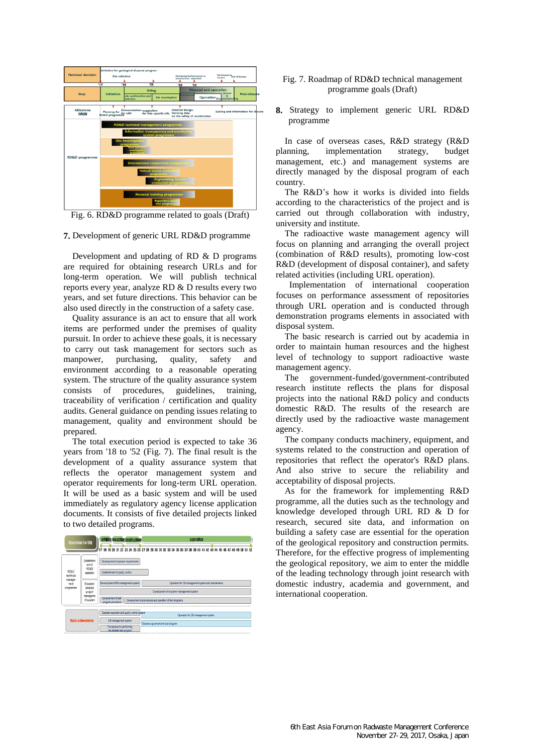Fig. 6. RD&D programme related to goals (Draft)

## 7. Development of generic URL RD&D programme

Development and updating of RD & D programs are required for obtaining research URLs and for long-term operation. We will publish technical reports every year, analyze RD & D results every two years, and set future directions. This behavior can be also used directly in the construction of a safety case.

Quality assurance is an act to ensure that all work items are performed under the premises of quality pursuit. In order to achieve these goals, it is necessary to carry out task management for sectors such as manpower, purchasing, quality, safety and environment according to a reasonable operating system. The structure of the quality assurance system consists of procedures, guidelines, training, traceability of verification / certification and quality audits. General guidance on pending issues relating to management, quality and environment should be prepared.

The total execution period is expected to take 36 years from '18 to '52 (Fig. 7). The final result is the development of a quality assurance system that reflects the operator management system and operator requirements for long-term URL operation. It will be used as a basic system and will be used immediately as regulatory agency license application documents. It consists of five detailed projects linked to two detailed programs.

Fig. 7. Roadmap of RD&D technical management programme goals (Draft)

## 8. Strategy to implement generic URL RD&D programme

In case of overseas cases, R&D strategy (R&D planning, implementation strategy, budget management, etc.) and management systems are directly managed by the disposal program of each country.

The R&D's how it works is divided into fields according to the characteristics of the project and is carried out through collaboration with industry, university and institute.

The radioactive waste management agency will focus on planning and arranging the overall project (combination of R&D results), promoting low-cost R&D (development of disposal container), and safety related activities (including URL operation).

Implementation of international cooperation focuses on performance assessment of repositories through URL operation and is conducted through demonstration programs elements in associated with disposal system.

The basic research is carried out by academia in order to maintain human resources and the highest level of technology to support radioactive waste management agency.

The government-funded/government-contributed research institute reflects the plans for disposal projects into the national R&D policy and conducts domestic R&D. The results of the research are directly used by the radioactive waste management agency.

The company conducts machinery, equipment, and systems related to the construction and operation of repositories that reflect the operator's R&D plans. And also strive to secure the reliability and acceptability of disposal projects.

As for the framework for implementing R&D programme, all the duties such as the technology and knowledge developed through URL RD & D for research, secured site data, and information on building a safety case are essential for the operation of the geological repository and construction permits. Therefore, for the effective progress of implementing the geological repository, we aim to enter the middle of the leading technology through joint research with domestic industry, academia and government, and international cooperation.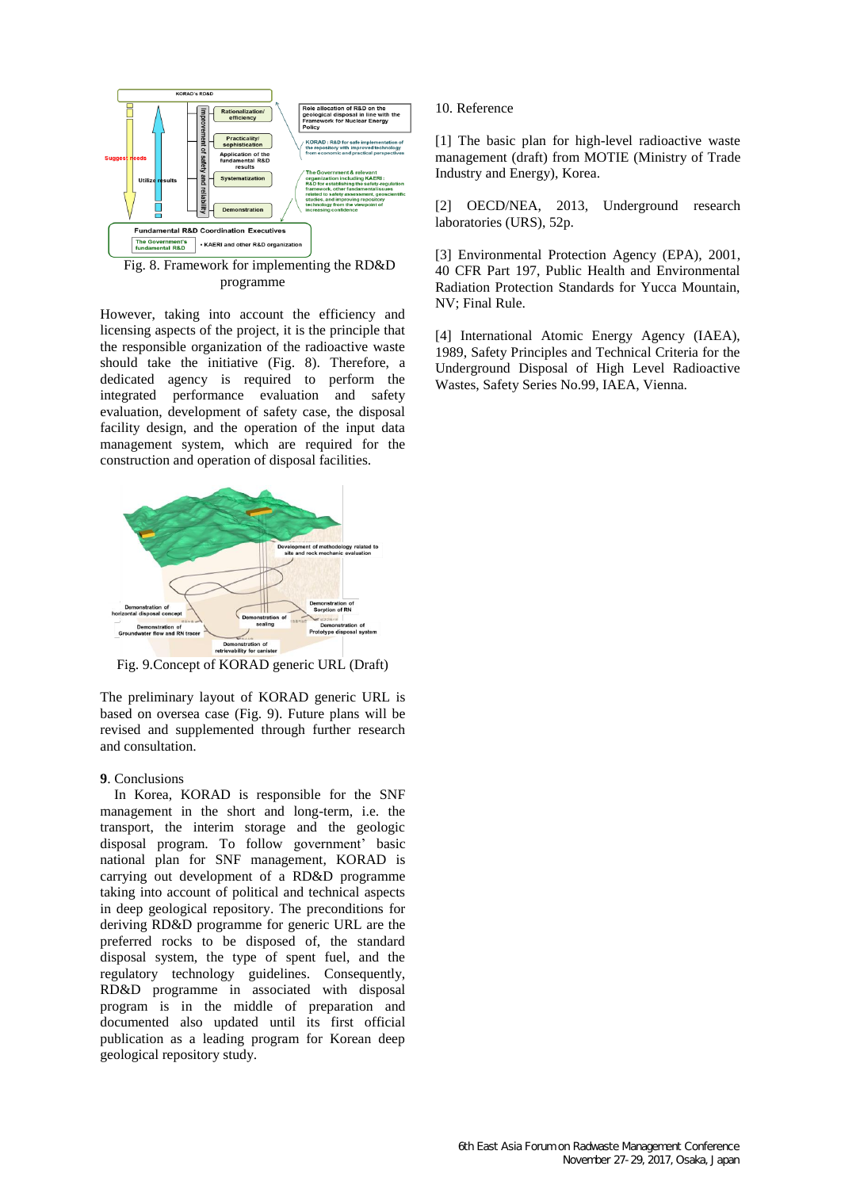KORAD's RD&D

Improvement of safety and reliability

Rationalization/ efficiency

Practicality/ sophistication

Application of the fundamental R&D results

Systematization

Demonstration

Suggest needs

Utilize results

Role allocation of R&D on the geological disposal in line with the Framework for Nuclear Energy Policy

KORAD : R&D for safe implementation of the repository with improved technology from economic and practical perspectives

The Government & relevant organization including KAERI : R&D for establishing the safety-regulation framework, other fundamental issues related to safety assessment, geoscientific studies, and improving repository technology from the viewpoint of increasing confidence

Fundamental R&D Coordination Executives

The Government's fundamental R&D

• KAERI and other R&D organization

Fig. 8. Framework for implementing the RD&D programme

However, taking into account the efficiency and licensing aspects of the project, it is the principle that the responsible organization of the radioactive waste should take the initiative (Fig. 8). Therefore, a dedicated agency is required to perform the integrated performance evaluation and safety evaluation, development of safety case, the disposal facility design, and the operation of the input data management system, which are required for the construction and operation of disposal facilities.

Development of methodology related to site and rock mechanic evaluation

Demonstration of horizontal disposal concept

Demonstration of Groundwater flow and RN tracer

Demonstration of sealing

Demonstration of retrievability for canister

Demonstration of Sorption of RN

Demonstration of Prototype disposal system

Fig. 9.Concept of KORAD generic URL (Draft)

The preliminary layout of KORAD generic URL is based on oversea case (Fig. 9). Future plans will be revised and supplemented through further research and consultation.

## 9. Conclusions

In Korea, KORAD is responsible for the SNF management in the short and long-term, i.e. the transport, the interim storage and the geologic disposal program. To follow government' basic national plan for SNF management, KORAD is carrying out development of a RD&D programme taking into account of political and technical aspects in deep geological repository. The preconditions for deriving RD&D programme for generic URL are the preferred rocks to be disposed of, the standard disposal system, the type of spent fuel, and the regulatory technology guidelines. Consequently, RD&D programme in associated with disposal program is in the middle of preparation and documented also updated until its first official publication as a leading program for Korean deep geological repository study.

## 10. Reference

[1] The basic plan for high-level radioactive waste management (draft) from MOTIE (Ministry of Trade Industry and Energy), Korea.

[2] OECD/NEA, 2013, Underground research laboratories (URS), 52p.

[3] Environmental Protection Agency (EPA), 2001, 40 CFR Part 197, Public Health and Environmental Radiation Protection Standards for Yucca Mountain, NV; Final Rule.

[4] International Atomic Energy Agency (IAEA), 1989, Safety Principles and Technical Criteria for the Underground Disposal of High Level Radioactive Wastes, Safety Series No.99, IAEA, Vienna.